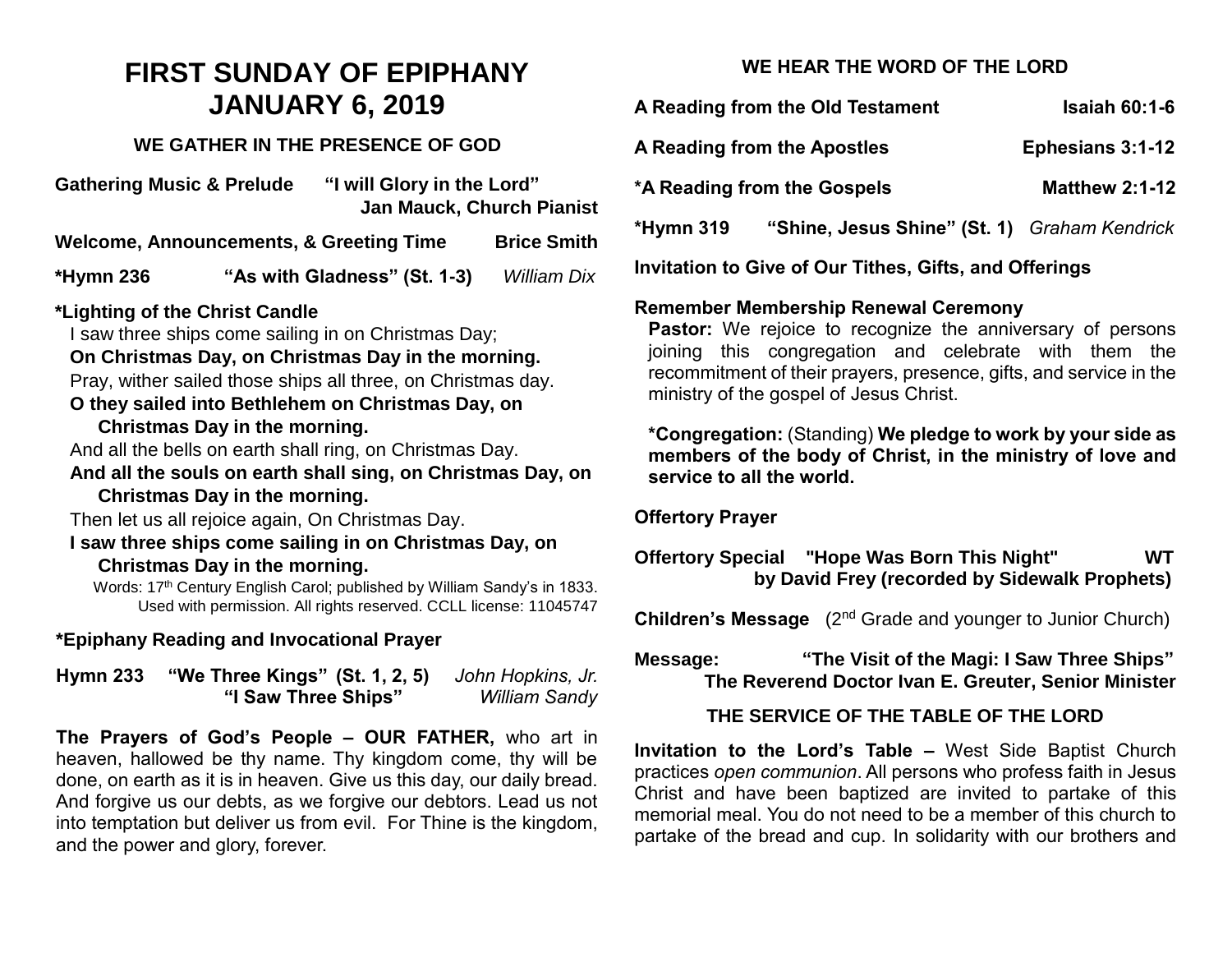# FIRST SUNDAY OF EPIPHANY
# JANUARY 6, 2019

### WE GATHER IN THE PRESENCE OF GOD

**Gathering Music & Prelude** **"I will Glory in the Lord"**
**Jan Mauck, Church Pianist**

**Welcome, Announcements, & Greeting Time** **Brice Smith**

**\*Hymn 236** **"As with Gladness" (St. 1-3)** *William Dix*

**\*Lighting of the Christ Candle**

I saw three ships come sailing in on Christmas Day;
**On Christmas Day, on Christmas Day in the morning.**
Pray, wither sailed those ships all three, on Christmas day.
**O they sailed into Bethlehem on Christmas Day, on Christmas Day in the morning.**
And all the bells on earth shall ring, on Christmas Day.
**And all the souls on earth shall sing, on Christmas Day, on Christmas Day in the morning.**
Then let us all rejoice again, On Christmas Day.
**I saw three ships come sailing in on Christmas Day, on Christmas Day in the morning.**

Words: 17th Century English Carol; published by William Sandy's in 1833. Used with permission. All rights reserved. CCLL license: 11045747

**\*Epiphany Reading and Invocational Prayer**

**Hymn 233** **"We Three Kings" (St. 1, 2, 5)** *John Hopkins, Jr.*
**"I Saw Three Ships"** *William Sandy*

**The Prayers of God's People – OUR FATHER,** who art in heaven, hallowed be thy name. Thy kingdom come, thy will be done, on earth as it is in heaven. Give us this day, our daily bread. And forgive us our debts, as we forgive our debtors. Lead us not into temptation but deliver us from evil. For Thine is the kingdom, and the power and glory, forever.

### WE HEAR THE WORD OF THE LORD

**A Reading from the Old Testament** **Isaiah 60:1-6**

**A Reading from the Apostles** **Ephesians 3:1-12**

**\*A Reading from the Gospels** **Matthew 2:1-12**

**\*Hymn 319** **"Shine, Jesus Shine" (St. 1)** *Graham Kendrick*

**Invitation to Give of Our Tithes, Gifts, and Offerings**

**Remember Membership Renewal Ceremony**

**Pastor:** We rejoice to recognize the anniversary of persons joining this congregation and celebrate with them the recommitment of their prayers, presence, gifts, and service in the ministry of the gospel of Jesus Christ.

**\*Congregation:** (Standing) **We pledge to work by your side as members of the body of Christ, in the ministry of love and service to all the world.**

**Offertory Prayer**

**Offertory Special** **"Hope Was Born This Night"** **WT**
**by David Frey (recorded by Sidewalk Prophets)**

**Children's Message** (2nd Grade and younger to Junior Church)

**Message:** **"The Visit of the Magi: I Saw Three Ships"**
**The Reverend Doctor Ivan E. Greuter, Senior Minister**

### THE SERVICE OF THE TABLE OF THE LORD

**Invitation to the Lord's Table –** West Side Baptist Church practices *open communion*. All persons who profess faith in Jesus Christ and have been baptized are invited to partake of this memorial meal. You do not need to be a member of this church to partake of the bread and cup. In solidarity with our brothers and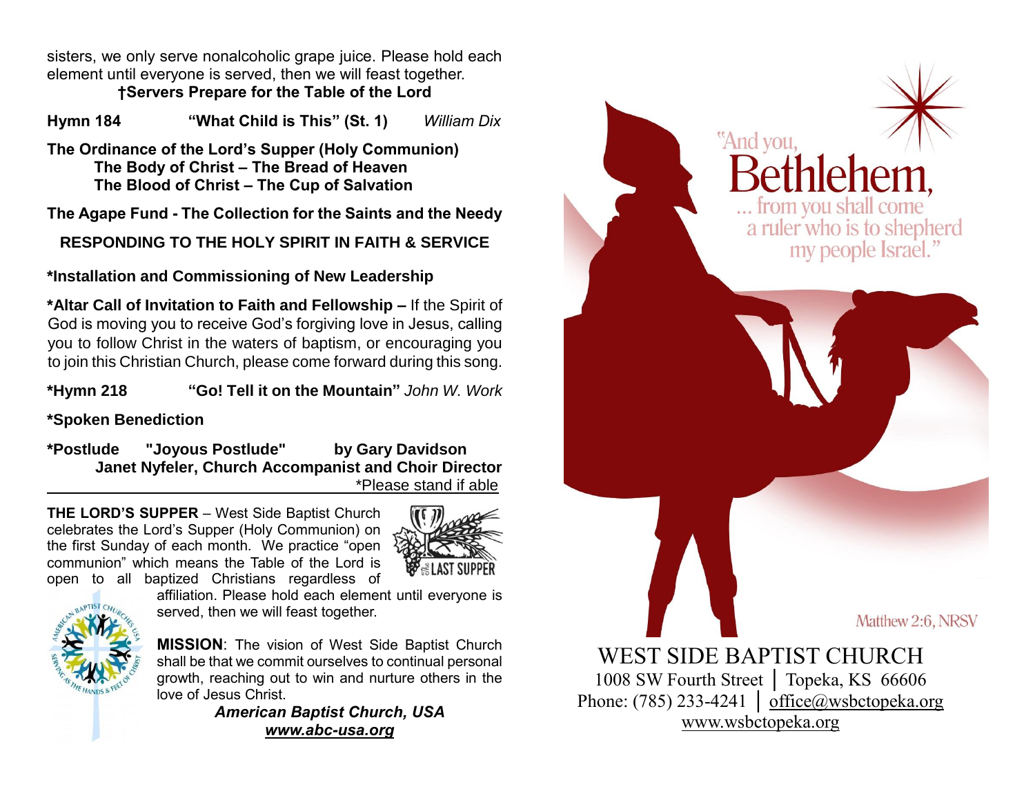sisters, we only serve nonalcoholic grape juice. Please hold each element until everyone is served, then we will feast together.

**†Servers Prepare for the Table of the Lord**

**Hymn 184** **"What Child is This" (St. 1)** *William Dix*

**The Ordinance of the Lord's Supper (Holy Communion)**
**The Body of Christ – The Bread of Heaven**
**The Blood of Christ – The Cup of Salvation**

**The Agape Fund - The Collection for the Saints and the Needy**

## RESPONDING TO THE HOLY SPIRIT IN FAITH & SERVICE

**\*Installation and Commissioning of New Leadership**

**\*Altar Call of Invitation to Faith and Fellowship –** If the Spirit of God is moving you to receive God's forgiving love in Jesus, calling you to follow Christ in the waters of baptism, or encouraging you to join this Christian Church, please come forward during this song.

**\*Hymn 218** **"Go! Tell it on the Mountain"** *John W. Work*

**\*Spoken Benediction**

**\*Postlude "Joyous Postlude" by Gary Davidson**
**Janet Nyfeler, Church Accompanist and Choir Director**

*Please stand if able

**THE LORD'S SUPPER** – West Side Baptist Church celebrates the Lord's Supper (Holy Communion) on the first Sunday of each month. We practice "open communion" which means the Table of the Lord is open to all baptized Christians regardless of affiliation. Please hold each element until everyone is served, then we will feast together.

**MISSION**: The vision of West Side Baptist Church shall be that we commit ourselves to continual personal growth, reaching out to win and nurture others in the love of Jesus Christ.

***American Baptist Church, USA***
***www.abc-usa.org***

"And you, Bethlehem, ... from you shall come a ruler who is to shepherd my people Israel."

Matthew 2:6, NRSV

# WEST SIDE BAPTIST CHURCH

1008 SW Fourth Street | Topeka, KS 66606
Phone: (785) 233-4241 | office@wsbctopeka.org
www.wsbctopeka.org